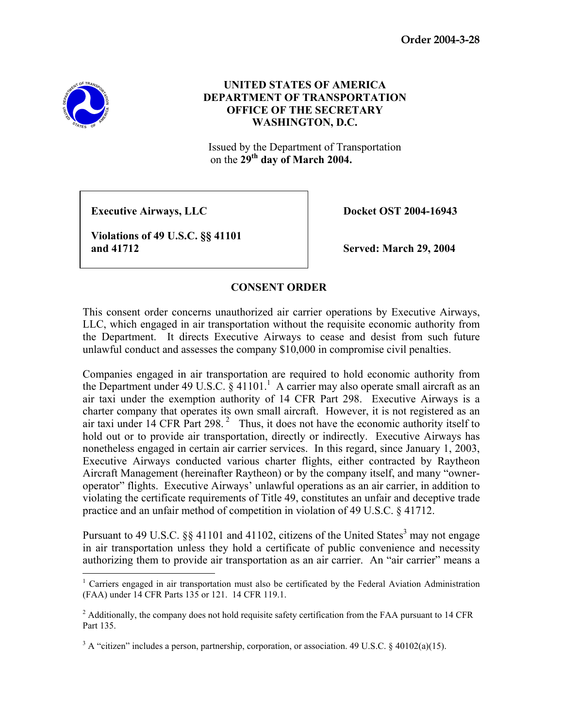**Order 2004-3-28**

**UNITED STATES OF AMERICA**
**DEPARTMENT OF TRANSPORTATION**
**OFFICE OF THE SECRETARY**
**WASHINGTON, D.C.**

Issued by the Department of Transportation
on the **29th day of March 2004.**

| | |
|---|---|
| **Executive Airways, LLC** | **Docket OST 2004-16943** |
| **Violations of 49 U.S.C. §§ 41101 and 41712** | **Served: March 29, 2004** |

## CONSENT ORDER

This consent order concerns unauthorized air carrier operations by Executive Airways, LLC, which engaged in air transportation without the requisite economic authority from the Department. It directs Executive Airways to cease and desist from such future unlawful conduct and assesses the company $10,000 in compromise civil penalties.

Companies engaged in air transportation are required to hold economic authority from the Department under 49 U.S.C. § 41101.[1] A carrier may also operate small aircraft as an air taxi under the exemption authority of 14 CFR Part 298. Executive Airways is a charter company that operates its own small aircraft. However, it is not registered as an air taxi under 14 CFR Part 298.[2] Thus, it does not have the economic authority itself to hold out or to provide air transportation, directly or indirectly. Executive Airways has nonetheless engaged in certain air carrier services. In this regard, since January 1, 2003, Executive Airways conducted various charter flights, either contracted by Raytheon Aircraft Management (hereinafter Raytheon) or by the company itself, and many "owner-operator" flights. Executive Airways' unlawful operations as an air carrier, in addition to violating the certificate requirements of Title 49, constitutes an unfair and deceptive trade practice and an unfair method of competition in violation of 49 U.S.C. § 41712.

Pursuant to 49 U.S.C. §§ 41101 and 41102, citizens of the United States[3] may not engage in air transportation unless they hold a certificate of public convenience and necessity authorizing them to provide air transportation as an air carrier. An "air carrier" means a

---

[1] Carriers engaged in air transportation must also be certificated by the Federal Aviation Administration (FAA) under 14 CFR Parts 135 or 121. 14 CFR 119.1.

[2] Additionally, the company does not hold requisite safety certification from the FAA pursuant to 14 CFR Part 135.

[3] A "citizen" includes a person, partnership, corporation, or association. 49 U.S.C. § 40102(a)(15).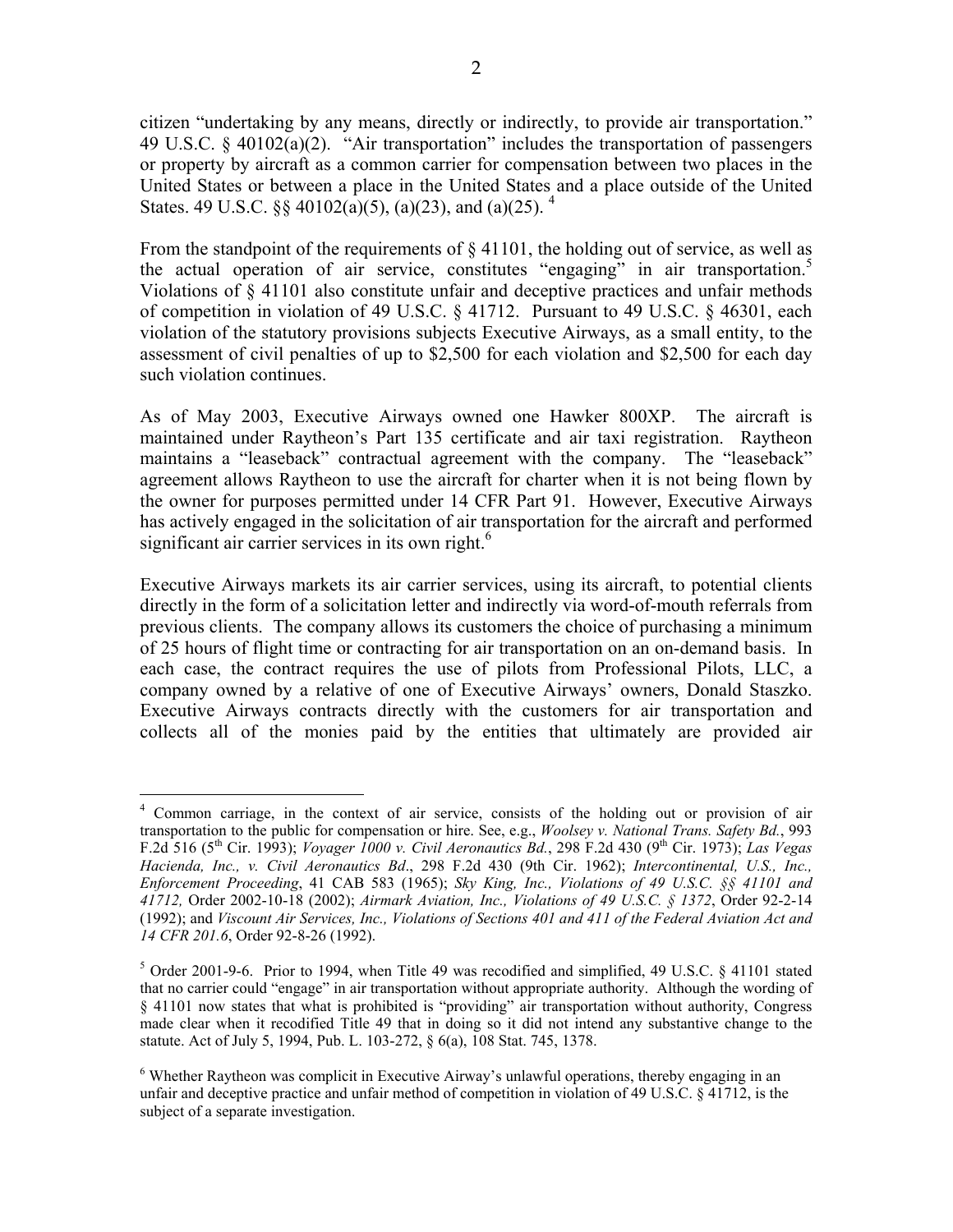citizen "undertaking by any means, directly or indirectly, to provide air transportation." 49 U.S.C. § 40102(a)(2). "Air transportation" includes the transportation of passengers or property by aircraft as a common carrier for compensation between two places in the United States or between a place in the United States and a place outside of the United States. 49 U.S.C. §§ 40102(a)(5), (a)(23), and (a)(25). [4]

From the standpoint of the requirements of § 41101, the holding out of service, as well as the actual operation of air service, constitutes "engaging" in air transportation.[5] Violations of § 41101 also constitute unfair and deceptive practices and unfair methods of competition in violation of 49 U.S.C. § 41712. Pursuant to 49 U.S.C. § 46301, each violation of the statutory provisions subjects Executive Airways, as a small entity, to the assessment of civil penalties of up to $2,500 for each violation and $2,500 for each day such violation continues.

As of May 2003, Executive Airways owned one Hawker 800XP. The aircraft is maintained under Raytheon's Part 135 certificate and air taxi registration. Raytheon maintains a "leaseback" contractual agreement with the company. The "leaseback" agreement allows Raytheon to use the aircraft for charter when it is not being flown by the owner for purposes permitted under 14 CFR Part 91. However, Executive Airways has actively engaged in the solicitation of air transportation for the aircraft and performed significant air carrier services in its own right.[6]

Executive Airways markets its air carrier services, using its aircraft, to potential clients directly in the form of a solicitation letter and indirectly via word-of-mouth referrals from previous clients. The company allows its customers the choice of purchasing a minimum of 25 hours of flight time or contracting for air transportation on an on-demand basis. In each case, the contract requires the use of pilots from Professional Pilots, LLC, a company owned by a relative of one of Executive Airways' owners, Donald Staszko. Executive Airways contracts directly with the customers for air transportation and collects all of the monies paid by the entities that ultimately are provided air

---

[4] Common carriage, in the context of air service, consists of the holding out or provision of air transportation to the public for compensation or hire. See, e.g., *Woolsey v. National Trans. Safety Bd.*, 993 F.2d 516 (5th Cir. 1993); *Voyager 1000 v. Civil Aeronautics Bd.*, 298 F.2d 430 (9th Cir. 1973); *Las Vegas Hacienda, Inc., v. Civil Aeronautics Bd*., 298 F.2d 430 (9th Cir. 1962); *Intercontinental, U.S., Inc., Enforcement Proceeding*, 41 CAB 583 (1965); *Sky King, Inc., Violations of 49 U.S.C. §§ 41101 and 41712,* Order 2002-10-18 (2002); *Airmark Aviation, Inc., Violations of 49 U.S.C. § 1372*, Order 92-2-14 (1992); and *Viscount Air Services, Inc., Violations of Sections 401 and 411 of the Federal Aviation Act and 14 CFR 201.6*, Order 92-8-26 (1992).

[5] Order 2001-9-6. Prior to 1994, when Title 49 was recodified and simplified, 49 U.S.C. § 41101 stated that no carrier could "engage" in air transportation without appropriate authority. Although the wording of § 41101 now states that what is prohibited is "providing" air transportation without authority, Congress made clear when it recodified Title 49 that in doing so it did not intend any substantive change to the statute. Act of July 5, 1994, Pub. L. 103-272, § 6(a), 108 Stat. 745, 1378.

[6] Whether Raytheon was complicit in Executive Airway's unlawful operations, thereby engaging in an unfair and deceptive practice and unfair method of competition in violation of 49 U.S.C. § 41712, is the subject of a separate investigation.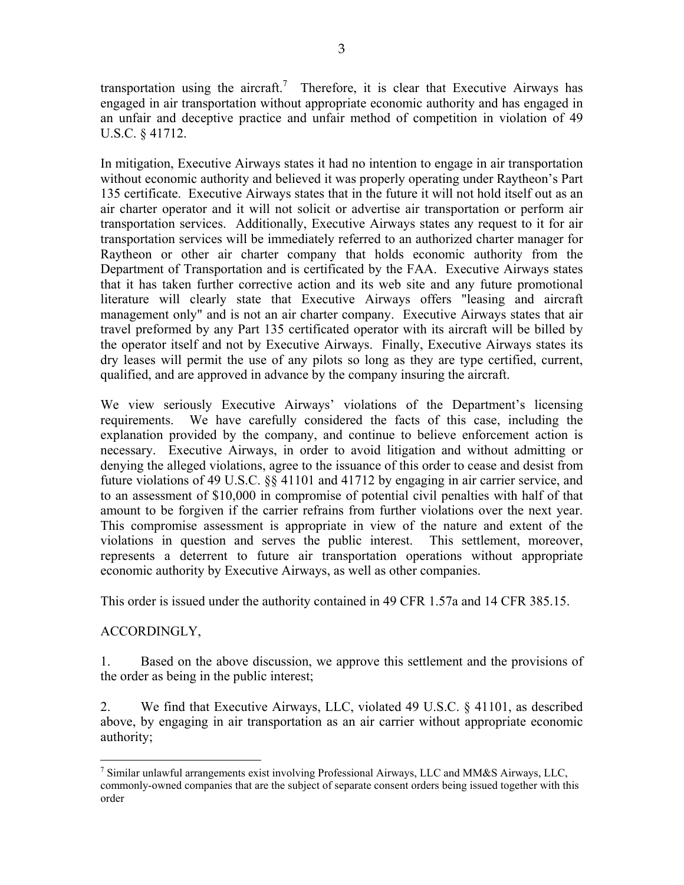transportation using the aircraft.[7] Therefore, it is clear that Executive Airways has engaged in air transportation without appropriate economic authority and has engaged in an unfair and deceptive practice and unfair method of competition in violation of 49 U.S.C. § 41712.

In mitigation, Executive Airways states it had no intention to engage in air transportation without economic authority and believed it was properly operating under Raytheon's Part 135 certificate. Executive Airways states that in the future it will not hold itself out as an air charter operator and it will not solicit or advertise air transportation or perform air transportation services. Additionally, Executive Airways states any request to it for air transportation services will be immediately referred to an authorized charter manager for Raytheon or other air charter company that holds economic authority from the Department of Transportation and is certificated by the FAA. Executive Airways states that it has taken further corrective action and its web site and any future promotional literature will clearly state that Executive Airways offers "leasing and aircraft management only" and is not an air charter company. Executive Airways states that air travel preformed by any Part 135 certificated operator with its aircraft will be billed by the operator itself and not by Executive Airways. Finally, Executive Airways states its dry leases will permit the use of any pilots so long as they are type certified, current, qualified, and are approved in advance by the company insuring the aircraft.

We view seriously Executive Airways' violations of the Department's licensing requirements. We have carefully considered the facts of this case, including the explanation provided by the company, and continue to believe enforcement action is necessary. Executive Airways, in order to avoid litigation and without admitting or denying the alleged violations, agree to the issuance of this order to cease and desist from future violations of 49 U.S.C. §§ 41101 and 41712 by engaging in air carrier service, and to an assessment of $10,000 in compromise of potential civil penalties with half of that amount to be forgiven if the carrier refrains from further violations over the next year. This compromise assessment is appropriate in view of the nature and extent of the violations in question and serves the public interest. This settlement, moreover, represents a deterrent to future air transportation operations without appropriate economic authority by Executive Airways, as well as other companies.

This order is issued under the authority contained in 49 CFR 1.57a and 14 CFR 385.15.

ACCORDINGLY,

1. Based on the above discussion, we approve this settlement and the provisions of the order as being in the public interest;

2. We find that Executive Airways, LLC, violated 49 U.S.C. § 41101, as described above, by engaging in air transportation as an air carrier without appropriate economic authority;

---

[7] Similar unlawful arrangements exist involving Professional Airways, LLC and MM&S Airways, LLC, commonly-owned companies that are the subject of separate consent orders being issued together with this order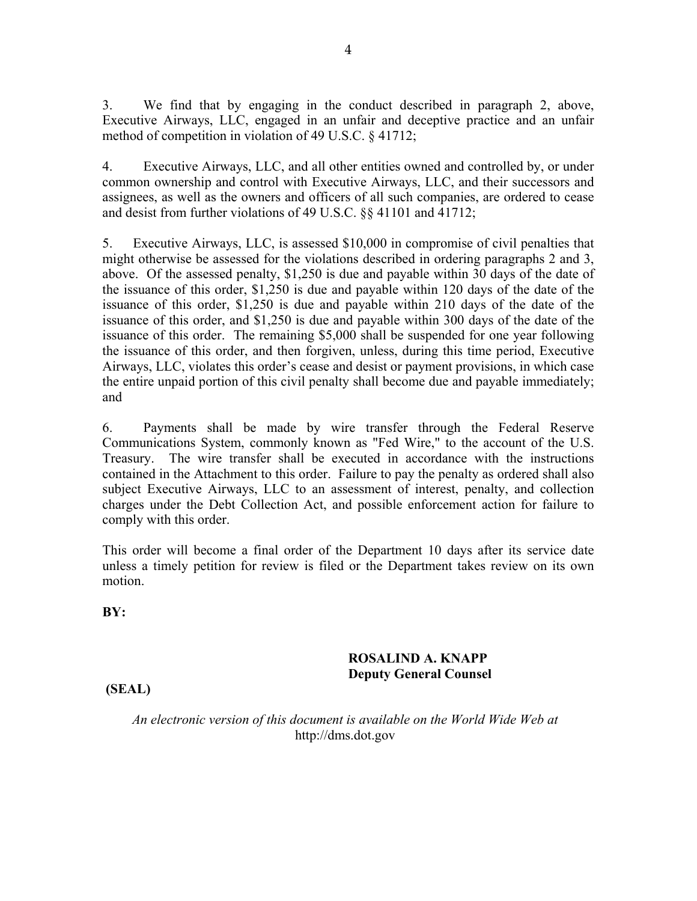3. We find that by engaging in the conduct described in paragraph 2, above, Executive Airways, LLC, engaged in an unfair and deceptive practice and an unfair method of competition in violation of 49 U.S.C. § 41712;

4. Executive Airways, LLC, and all other entities owned and controlled by, or under common ownership and control with Executive Airways, LLC, and their successors and assignees, as well as the owners and officers of all such companies, are ordered to cease and desist from further violations of 49 U.S.C. §§ 41101 and 41712;

5. Executive Airways, LLC, is assessed $10,000 in compromise of civil penalties that might otherwise be assessed for the violations described in ordering paragraphs 2 and 3, above. Of the assessed penalty, $1,250 is due and payable within 30 days of the date of the issuance of this order, $1,250 is due and payable within 120 days of the date of the issuance of this order, $1,250 is due and payable within 210 days of the date of the issuance of this order, and $1,250 is due and payable within 300 days of the date of the issuance of this order. The remaining $5,000 shall be suspended for one year following the issuance of this order, and then forgiven, unless, during this time period, Executive Airways, LLC, violates this order's cease and desist or payment provisions, in which case the entire unpaid portion of this civil penalty shall become due and payable immediately; and

6. Payments shall be made by wire transfer through the Federal Reserve Communications System, commonly known as "Fed Wire," to the account of the U.S. Treasury. The wire transfer shall be executed in accordance with the instructions contained in the Attachment to this order. Failure to pay the penalty as ordered shall also subject Executive Airways, LLC to an assessment of interest, penalty, and collection charges under the Debt Collection Act, and possible enforcement action for failure to comply with this order.

This order will become a final order of the Department 10 days after its service date unless a timely petition for review is filed or the Department takes review on its own motion.

**BY:**

**ROSALIND A. KNAPP**
**Deputy General Counsel**

**(SEAL)**

*An electronic version of this document is available on the World Wide Web at* http://dms.dot.gov